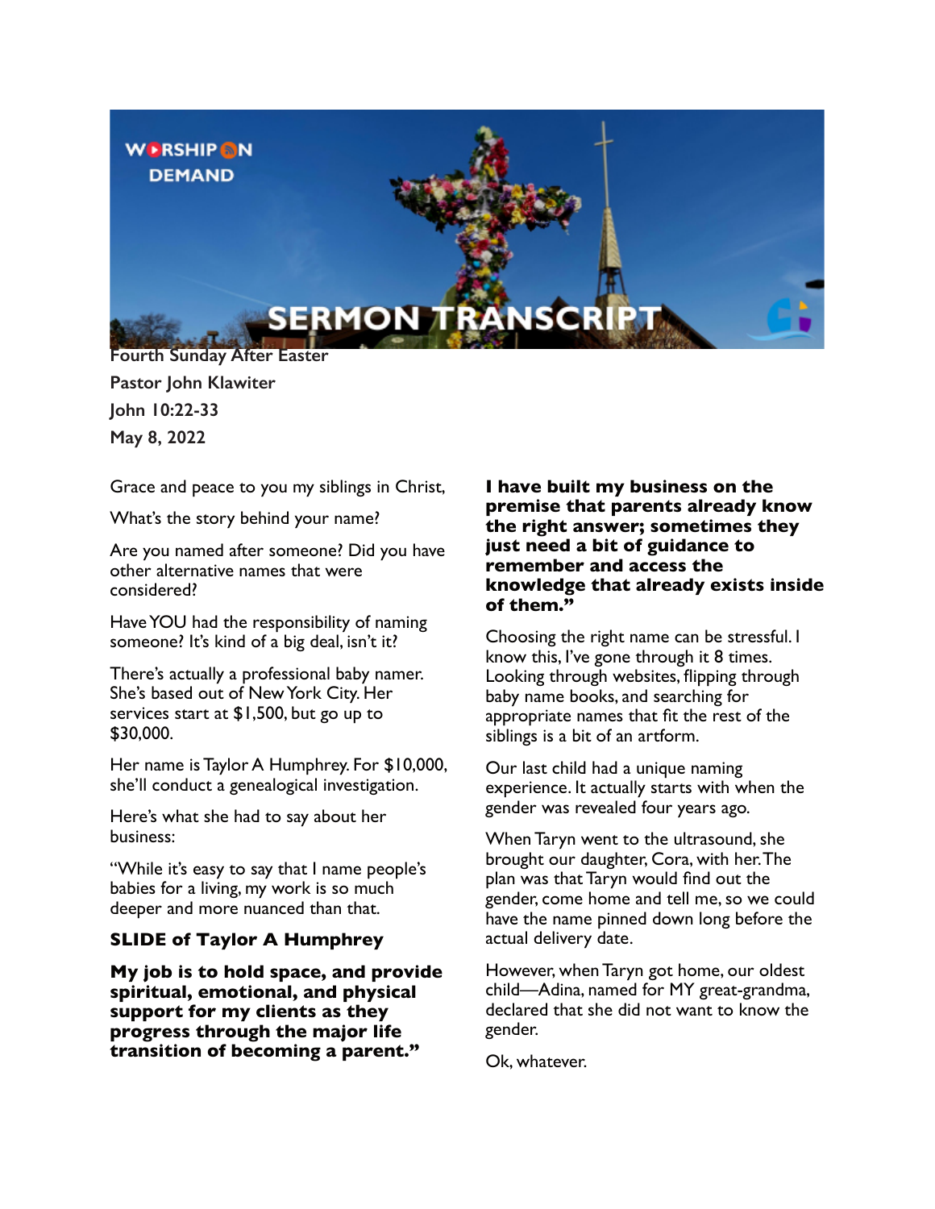# SERMON TRANSCRIPT

**Fourth Sunday After Easter**
**Pastor John Klawiter**
**John 10:22-33**
**May 8, 2022**

Grace and peace to you my siblings in Christ,

What's the story behind your name?

Are you named after someone? Did you have other alternative names that were considered?

Have YOU had the responsibility of naming someone? It's kind of a big deal, isn't it?

There's actually a professional baby namer. She's based out of New York City. Her services start at $1,500, but go up to $30,000.

Her name is Taylor A Humphrey. For $10,000, she'll conduct a genealogical investigation.

Here's what she had to say about her business:

"While it's easy to say that I name people's babies for a living, my work is so much deeper and more nuanced than that.

**SLIDE of Taylor A Humphrey**

**My job is to hold space, and provide spiritual, emotional, and physical support for my clients as they progress through the major life transition of becoming a parent."**

**I have built my business on the premise that parents already know the right answer; sometimes they just need a bit of guidance to remember and access the knowledge that already exists inside of them."**

Choosing the right name can be stressful. I know this, I've gone through it 8 times. Looking through websites, flipping through baby name books, and searching for appropriate names that fit the rest of the siblings is a bit of an artform.

Our last child had a unique naming experience. It actually starts with when the gender was revealed four years ago.

When Taryn went to the ultrasound, she brought our daughter, Cora, with her. The plan was that Taryn would find out the gender, come home and tell me, so we could have the name pinned down long before the actual delivery date.

However, when Taryn got home, our oldest child—Adina, named for MY great-grandma, declared that she did not want to know the gender.

Ok, whatever.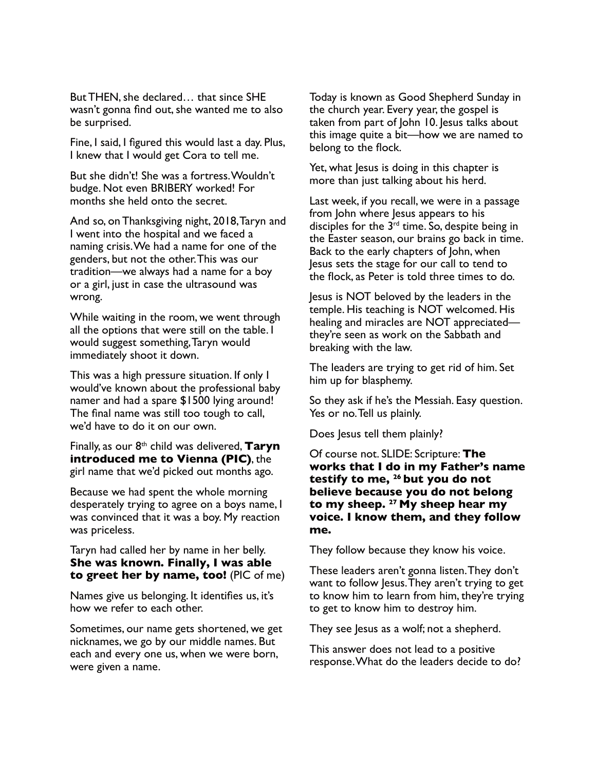But THEN, she declared… that since SHE wasn't gonna find out, she wanted me to also be surprised.

Fine, I said, I figured this would last a day. Plus, I knew that I would get Cora to tell me.

But she didn't! She was a fortress. Wouldn't budge. Not even BRIBERY worked! For months she held onto the secret.

And so, on Thanksgiving night, 2018, Taryn and I went into the hospital and we faced a naming crisis. We had a name for one of the genders, but not the other. This was our tradition—we always had a name for a boy or a girl, just in case the ultrasound was wrong.

While waiting in the room, we went through all the options that were still on the table. I would suggest something, Taryn would immediately shoot it down.

This was a high pressure situation. If only I would've known about the professional baby namer and had a spare $1500 lying around! The final name was still too tough to call, we'd have to do it on our own.

Finally, as our 8th child was delivered, **Taryn introduced me to Vienna (PIC)**, the girl name that we'd picked out months ago.

Because we had spent the whole morning desperately trying to agree on a boys name, I was convinced that it was a boy. My reaction was priceless.

Taryn had called her by name in her belly. **She was known. Finally, I was able to greet her by name, too!** (PIC of me)

Names give us belonging. It identifies us, it's how we refer to each other.

Sometimes, our name gets shortened, we get nicknames, we go by our middle names. But each and every one us, when we were born, were given a name.

Today is known as Good Shepherd Sunday in the church year. Every year, the gospel is taken from part of John 10. Jesus talks about this image quite a bit—how we are named to belong to the flock.

Yet, what Jesus is doing in this chapter is more than just talking about his herd.

Last week, if you recall, we were in a passage from John where Jesus appears to his disciples for the 3rd time. So, despite being in the Easter season, our brains go back in time. Back to the early chapters of John, when Jesus sets the stage for our call to tend to the flock, as Peter is told three times to do.

Jesus is NOT beloved by the leaders in the temple. His teaching is NOT welcomed. His healing and miracles are NOT appreciated—they're seen as work on the Sabbath and breaking with the law.

The leaders are trying to get rid of him. Set him up for blasphemy.

So they ask if he's the Messiah. Easy question. Yes or no. Tell us plainly.

Does Jesus tell them plainly?

Of course not. SLIDE: Scripture: **The works that I do in my Father's name testify to me, 26 but you do not believe because you do not belong to my sheep. 27 My sheep hear my voice. I know them, and they follow me.**

They follow because they know his voice.

These leaders aren't gonna listen. They don't want to follow Jesus. They aren't trying to get to know him to learn from him, they're trying to get to know him to destroy him.

They see Jesus as a wolf; not a shepherd.

This answer does not lead to a positive response. What do the leaders decide to do?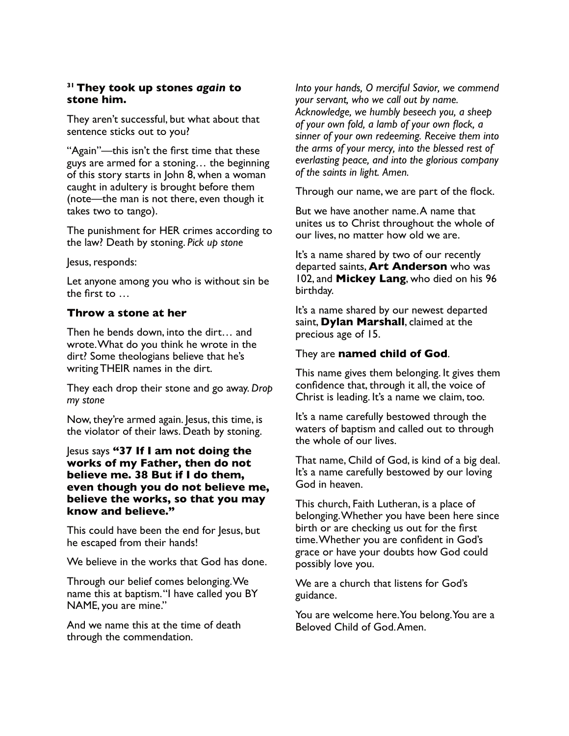**[31] They took up stones *again* to stone him.**

They aren't successful, but what about that sentence sticks out to you?

"Again"—this isn't the first time that these guys are armed for a stoning… the beginning of this story starts in John 8, when a woman caught in adultery is brought before them (note—the man is not there, even though it takes two to tango).

The punishment for HER crimes according to the law? Death by stoning. *Pick up stone*

Jesus, responds:

Let anyone among you who is without sin be the first to …

**Throw a stone at her**

Then he bends down, into the dirt… and wrote. What do you think he wrote in the dirt? Some theologians believe that he's writing THEIR names in the dirt.

They each drop their stone and go away. *Drop my stone*

Now, they're armed again. Jesus, this time, is the violator of their laws. Death by stoning.

Jesus says **"37 If I am not doing the works of my Father, then do not believe me. 38 But if I do them, even though you do not believe me, believe the works, so that you may know and believe."**

This could have been the end for Jesus, but he escaped from their hands!

We believe in the works that God has done.

Through our belief comes belonging. We name this at baptism. "I have called you BY NAME, you are mine."

And we name this at the time of death through the commendation.

*Into your hands, O merciful Savior, we commend your servant, who we call out by name. Acknowledge, we humbly beseech you, a sheep of your own fold, a lamb of your own flock, a sinner of your own redeeming. Receive them into the arms of your mercy, into the blessed rest of everlasting peace, and into the glorious company of the saints in light. Amen.*

Through our name, we are part of the flock.

But we have another name. A name that unites us to Christ throughout the whole of our lives, no matter how old we are.

It's a name shared by two of our recently departed saints, **Art Anderson** who was 102, and **Mickey Lang**, who died on his 96 birthday.

It's a name shared by our newest departed saint, **Dylan Marshall**, claimed at the precious age of 15.

They are **named child of God**.

This name gives them belonging. It gives them confidence that, through it all, the voice of Christ is leading. It's a name we claim, too.

It's a name carefully bestowed through the waters of baptism and called out to through the whole of our lives.

That name, Child of God, is kind of a big deal. It's a name carefully bestowed by our loving God in heaven.

This church, Faith Lutheran, is a place of belonging. Whether you have been here since birth or are checking us out for the first time. Whether you are confident in God's grace or have your doubts how God could possibly love you.

We are a church that listens for God's guidance.

You are welcome here. You belong. You are a Beloved Child of God. Amen.